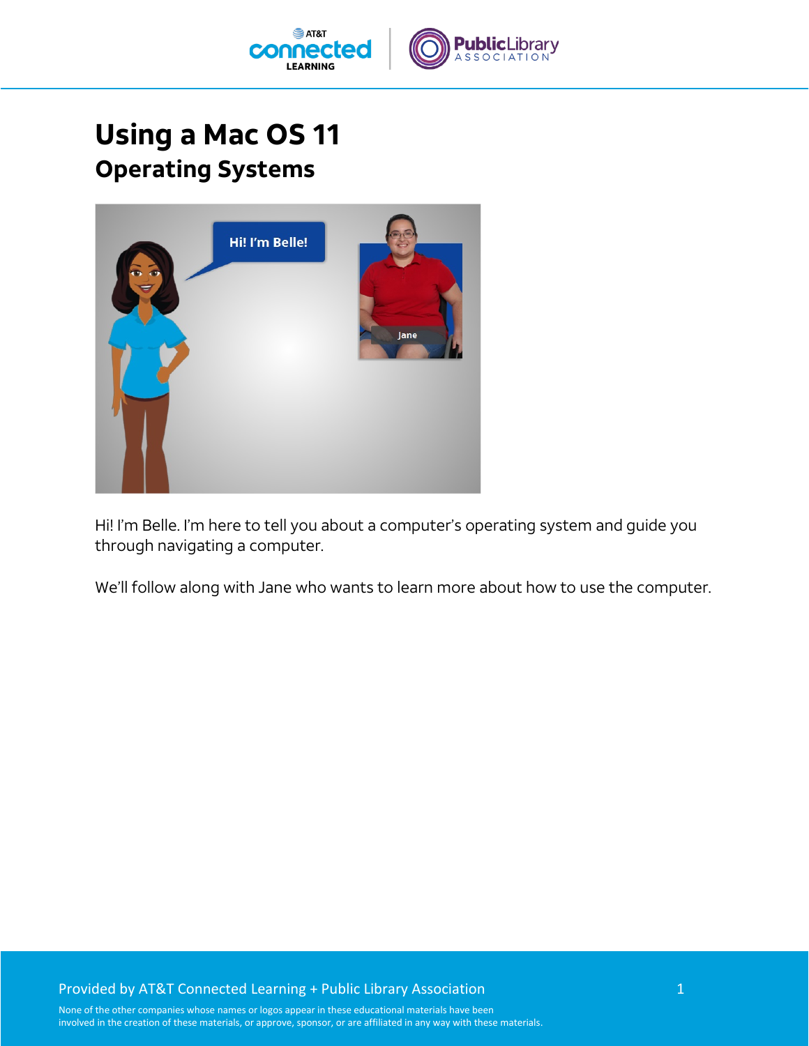# Using a Mac OS 11

## Operating Systems

Hi! I'm Belle. I'm here to tell you about a computer's operating system and guide you through navigating a computer.

We'll follow along with Jane who wants to learn more about how to use the computer.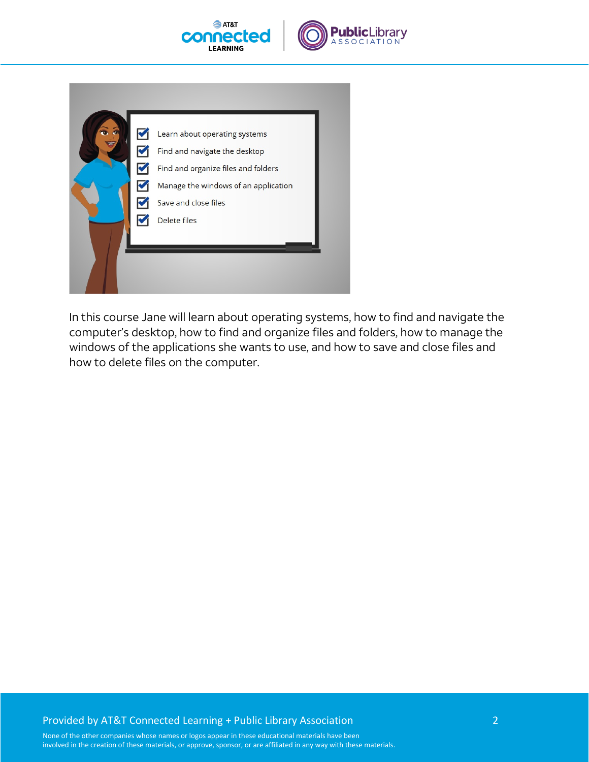In this course Jane will learn about operating systems, how to find and navigate the computer's desktop, how to find and organize files and folders, how to manage the windows of the applications she wants to use, and how to save and close files and how to delete files on the computer.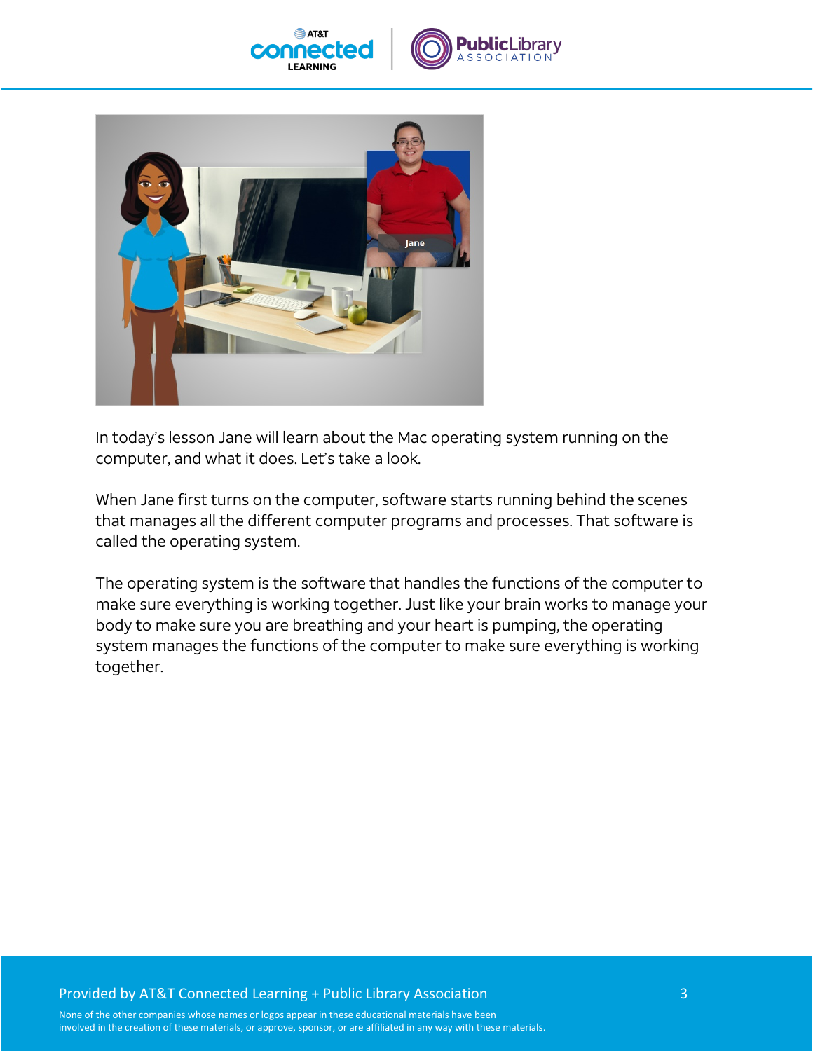In today's lesson Jane will learn about the Mac operating system running on the computer, and what it does. Let's take a look.

When Jane first turns on the computer, software starts running behind the scenes that manages all the different computer programs and processes. That software is called the operating system.

The operating system is the software that handles the functions of the computer to make sure everything is working together. Just like your brain works to manage your body to make sure you are breathing and your heart is pumping, the operating system manages the functions of the computer to make sure everything is working together.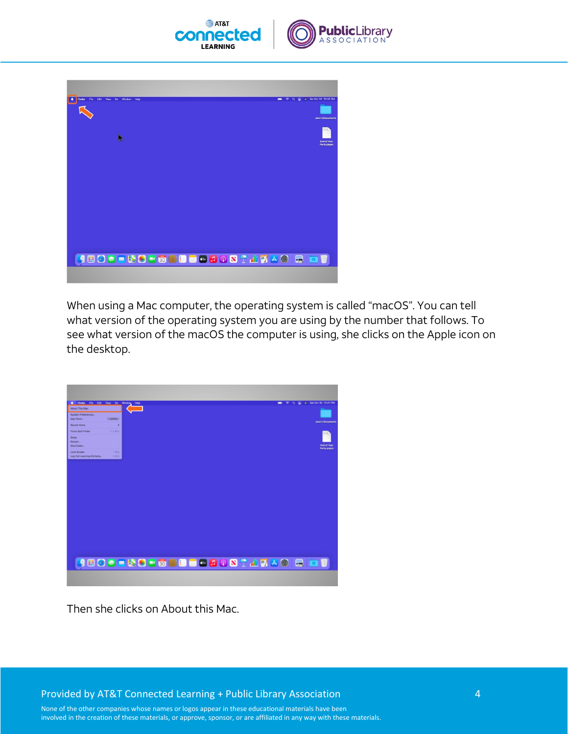When using a Mac computer, the operating system is called “macOS”. You can tell what version of the operating system you are using by the number that follows. To see what version of the macOS the computer is using, she clicks on the Apple icon on the desktop.

Then she clicks on About this Mac.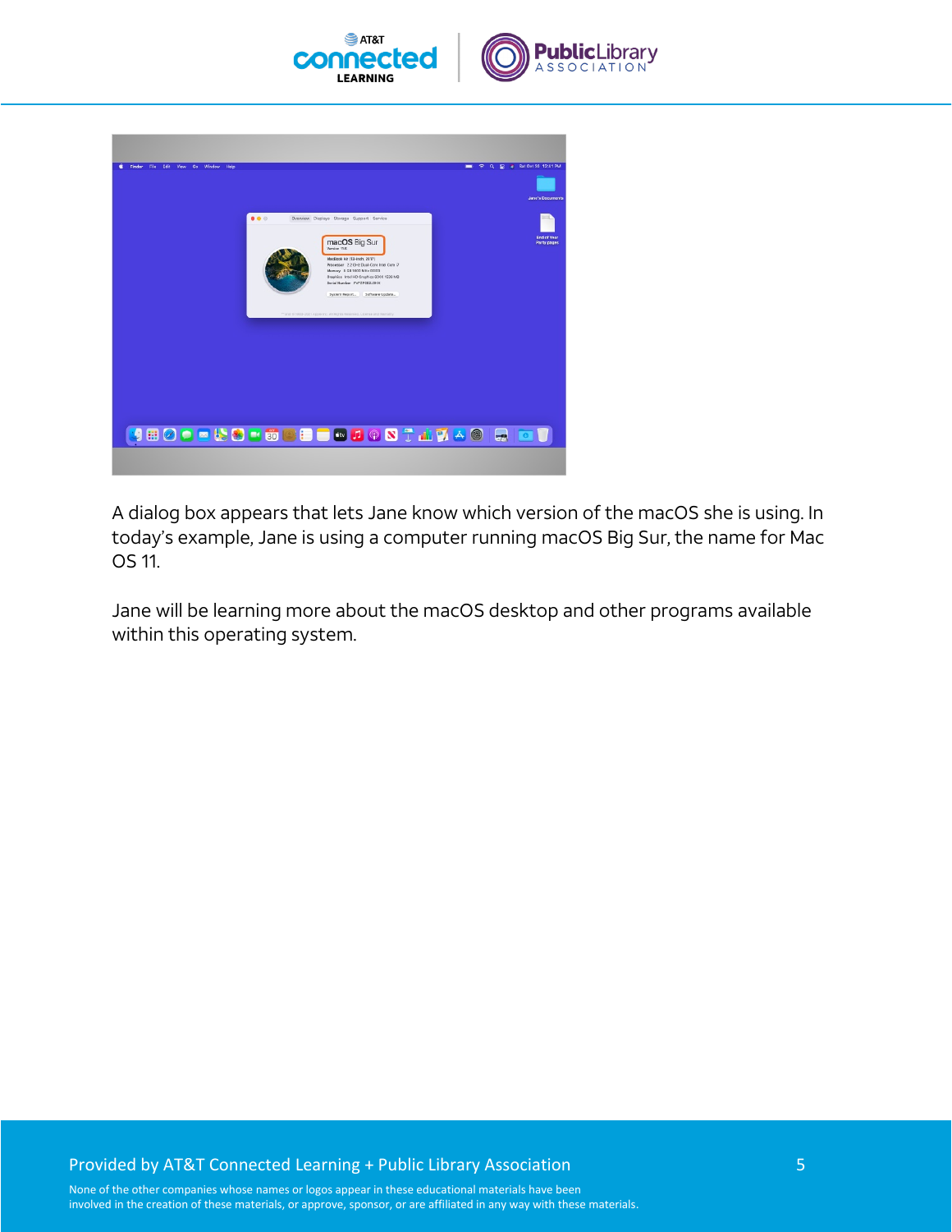A dialog box appears that lets Jane know which version of the macOS she is using. In today's example, Jane is using a computer running macOS Big Sur, the name for Mac OS 11.

Jane will be learning more about the macOS desktop and other programs available within this operating system.